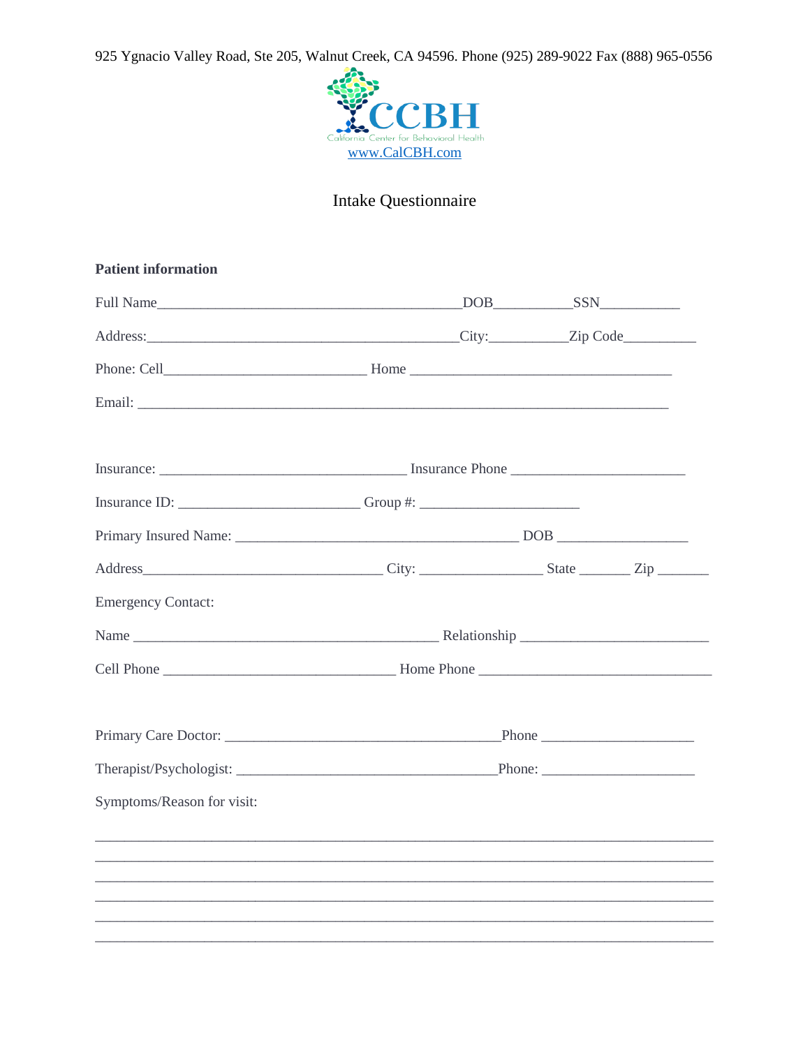925 Ygnacio Valley Road, Ste 205, Walnut Creek, CA 94596. Phone (925) 289-9022 Fax (888) 965-0556

CCBH

California Center for Behavioral Health

www.CalCBH.com

# Intake Questionnaire

**Patient information**

Full Name__________________________________________DOB__________SSN__________

Address:___________________________________________City:__________Zip Code_________

Phone: Cell__________________________ Home __________________________________

Email: ______________________________________________________________________

Insurance: ________________________________ Insurance Phone ______________________

Insurance ID: ________________________ Group #: _____________________

Primary Insured Name: _____________________________________ DOB _________________

Address________________________________ City: ________________ State _______ Zip _______

Emergency Contact:

Name _________________________________________ Relationship _________________________

Cell Phone _______________________________ Home Phone _______________________________

Primary Care Doctor: ____________________________________Phone ____________________

Therapist/Psychologist: __________________________________Phone: ____________________

Symptoms/Reason for visit:

_____________________________________________________________________________________

_____________________________________________________________________________________

_____________________________________________________________________________________

_____________________________________________________________________________________

_____________________________________________________________________________________

_____________________________________________________________________________________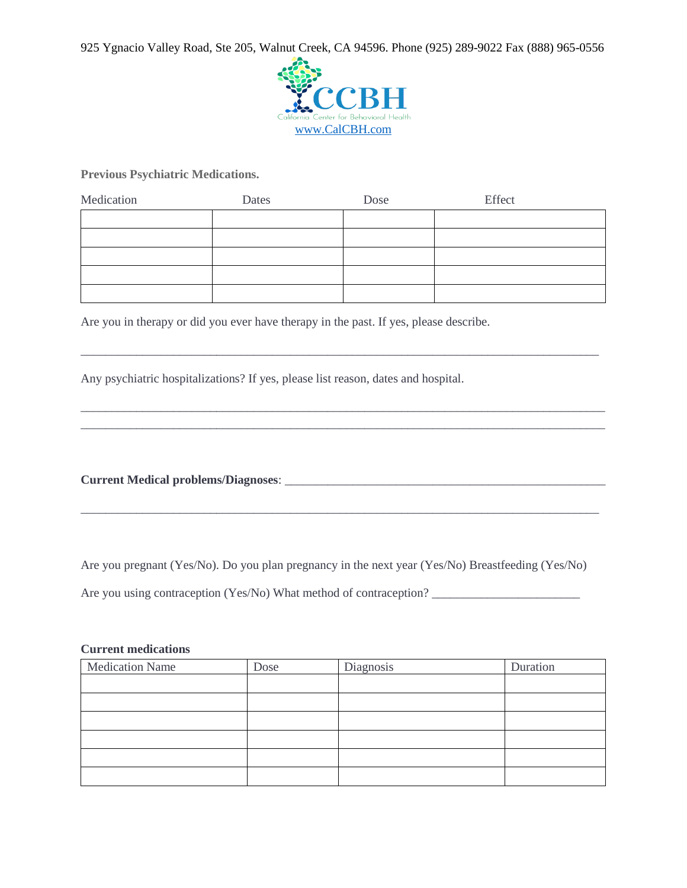925 Ygnacio Valley Road, Ste 205, Walnut Creek, CA 94596. Phone (925) 289-9022 Fax (888) 965-0556

CCBH
California Center for Behavioral Health
www.CalCBH.com

**Previous Psychiatric Medications.**

| Medication | Dates | Dose | Effect |
|---|---|---|---|
| | | | |
| | | | |
| | | | |
| | | | |
| | | | |

Are you in therapy or did you ever have therapy in the past. If yes, please describe.

_____________________________________________________________________________________

Any psychiatric hospitalizations? If yes, please list reason, dates and hospital.

_____________________________________________________________________________________
_____________________________________________________________________________________

**Current Medical problems/Diagnoses**: ______________________________________________________

_____________________________________________________________________________________

Are you pregnant (Yes/No). Do you plan pregnancy in the next year (Yes/No) Breastfeeding (Yes/No)

Are you using contraception (Yes/No) What method of contraception? ________________________

**Current medications**

| Medication Name | Dose | Diagnosis | Duration |
|---|---|---|---|
| | | | |
| | | | |
| | | | |
| | | | |
| | | | |
| | | | |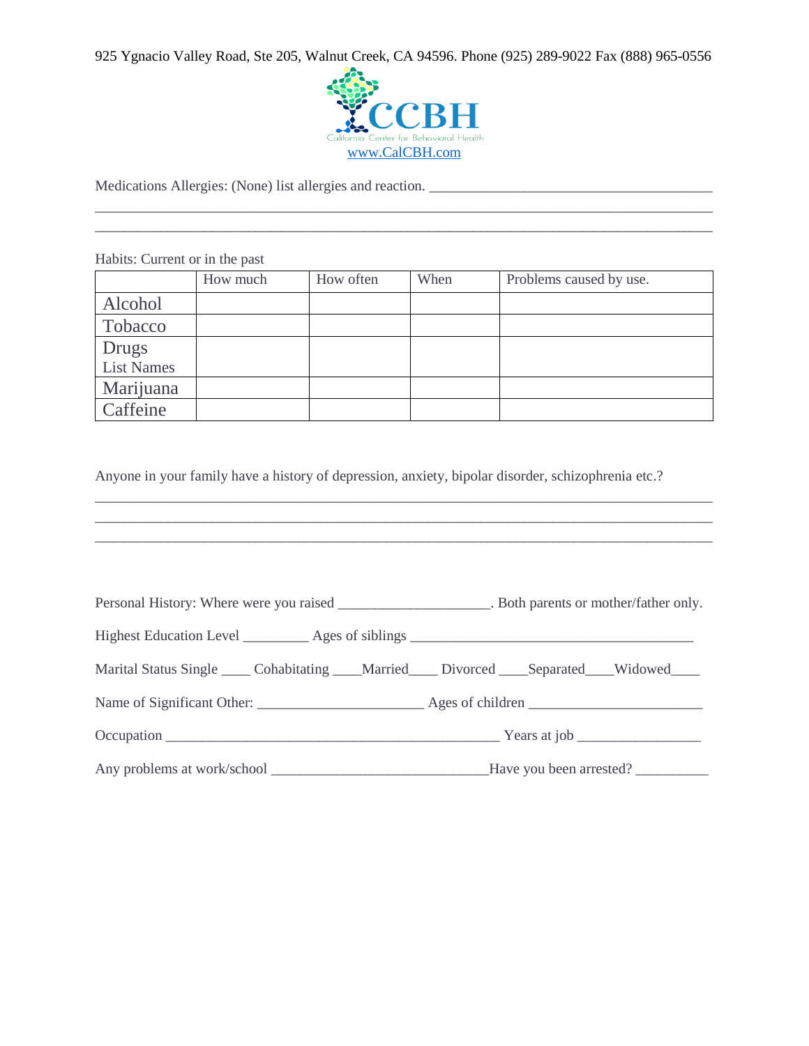925 Ygnacio Valley Road, Ste 205, Walnut Creek, CA 94596. Phone (925) 289-9022 Fax (888) 965-0556

CCBH

California Center for Behavioral Health

www.CalCBH.com

Medications Allergies: (None) list allergies and reaction. ______________________________________

________________________________________________________________________________

________________________________________________________________________________

Habits: Current or in the past

| | How much | How often | When | Problems caused by use. |
|---|---|---|---|---|
| Alcohol | | | | |
| Tobacco | | | | |
| Drugs<br>List Names | | | | |
| Marijuana | | | | |
| Caffeine | | | | |

Anyone in your family have a history of depression, anxiety, bipolar disorder, schizophrenia etc.?

________________________________________________________________________________

________________________________________________________________________________

________________________________________________________________________________

Personal History: Where were you raised ____________________. Both parents or mother/father only.

Highest Education Level ________ Ages of siblings ____________________________________

Marital Status Single ____ Cohabitating ____Married____ Divorced ____Separated____Widowed____

Name of Significant Other: ______________________ Ages of children _______________________

Occupation ____________________________________________ Years at job ________________

Any problems at work/school _____________________________Have you been arrested? __________